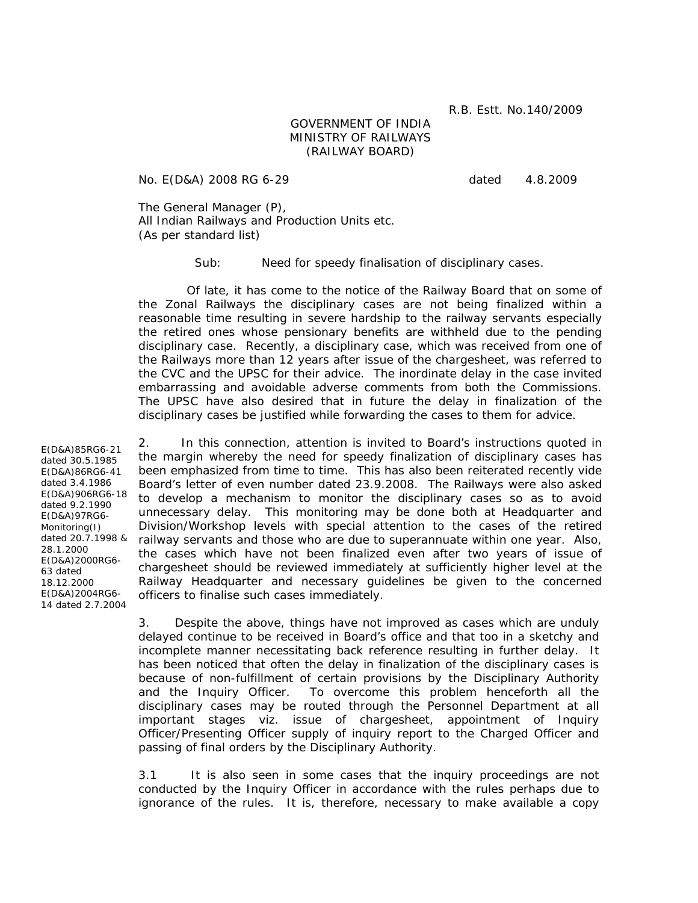R.B. Estt. No.140/2009

GOVERNMENT OF INDIA
MINISTRY OF RAILWAYS
(RAILWAY BOARD)

No. E(D&A) 2008 RG 6-29 dated 4.8.2009

The General Manager (P),
All Indian Railways and Production Units etc.
(As per standard list)

Sub: Need for speedy finalisation of disciplinary cases.

Of late, it has come to the notice of the Railway Board that on some of the Zonal Railways the disciplinary cases are not being finalized within a reasonable time resulting in severe hardship to the railway servants especially the retired ones whose pensionary benefits are withheld due to the pending disciplinary case. Recently, a disciplinary case, which was received from one of the Railways more than 12 years after issue of the chargesheet, was referred to the CVC and the UPSC for their advice. The inordinate delay in the case invited embarrassing and avoidable adverse comments from both the Commissions. The UPSC have also desired that in future the delay in finalization of the disciplinary cases be justified while forwarding the cases to them for advice.

E(D&A)85RG6-21 dated 30.5.1985
E(D&A)86RG6-41 dated 3.4.1986
E(D&A)906RG6-18 dated 9.2.1990
E(D&A)97RG6-Monitoring(I) dated 20.7.1998 & 28.1.2000
E(D&A)2000RG6-63 dated 18.12.2000
E(D&A)2004RG6-14 dated 2.7.2004

2. In this connection, attention is invited to Board's instructions quoted in the margin whereby the need for speedy finalization of disciplinary cases has been emphasized from time to time. This has also been reiterated recently vide Board's letter of even number dated 23.9.2008. The Railways were also asked to develop a mechanism to monitor the disciplinary cases so as to avoid unnecessary delay. This monitoring may be done both at Headquarter and Division/Workshop levels with special attention to the cases of the retired railway servants and those who are due to superannuate within one year. Also, the cases which have not been finalized even after two years of issue of chargesheet should be reviewed immediately at sufficiently higher level at the Railway Headquarter and necessary guidelines be given to the concerned officers to finalise such cases immediately.

3. Despite the above, things have not improved as cases which are unduly delayed continue to be received in Board's office and that too in a sketchy and incomplete manner necessitating back reference resulting in further delay. It has been noticed that often the delay in finalization of the disciplinary cases is because of non-fulfillment of certain provisions by the Disciplinary Authority and the Inquiry Officer. To overcome this problem henceforth all the disciplinary cases may be routed through the Personnel Department at all important stages viz. issue of chargesheet, appointment of Inquiry Officer/Presenting Officer supply of inquiry report to the Charged Officer and passing of final orders by the Disciplinary Authority.

3.1 It is also seen in some cases that the inquiry proceedings are not conducted by the Inquiry Officer in accordance with the rules perhaps due to ignorance of the rules. It is, therefore, necessary to make available a copy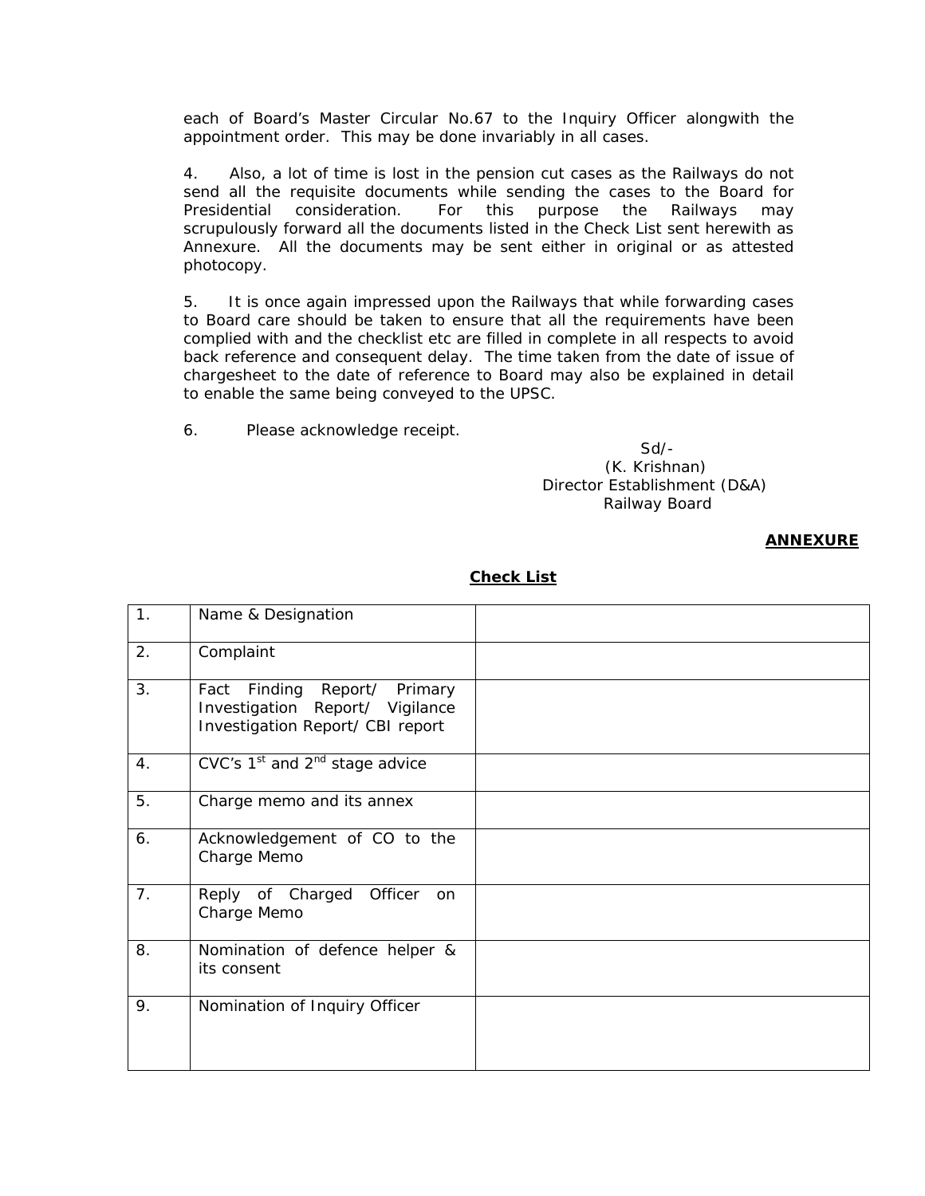each of Board's Master Circular No.67 to the Inquiry Officer alongwith the appointment order. This may be done invariably in all cases.

4. Also, a lot of time is lost in the pension cut cases as the Railways do not send all the requisite documents while sending the cases to the Board for Presidential consideration. For this purpose the Railways may scrupulously forward all the documents listed in the Check List sent herewith as Annexure. All the documents may be sent either in original or as attested photocopy.

5. It is once again impressed upon the Railways that while forwarding cases to Board care should be taken to ensure that all the requirements have been complied with and the checklist etc are filled in complete in all respects to avoid back reference and consequent delay. The time taken from the date of issue of chargesheet to the date of reference to Board may also be explained in detail to enable the same being conveyed to the UPSC.

6. Please acknowledge receipt.

Sd/-
(K. Krishnan)
Director Establishment (D&A)
Railway Board

**ANNEXURE**

**Check List**

| | | |
|---|---|---|
| 1. | Name & Designation | |
| 2. | Complaint | |
| 3. | Fact Finding Report/ Primary Investigation Report/ Vigilance Investigation Report/ CBI report | |
| 4. | CVC's 1st and 2nd stage advice | |
| 5. | Charge memo and its annex | |
| 6. | Acknowledgement of CO to the Charge Memo | |
| 7. | Reply of Charged Officer on Charge Memo | |
| 8. | Nomination of defence helper & its consent | |
| 9. | Nomination of Inquiry Officer | |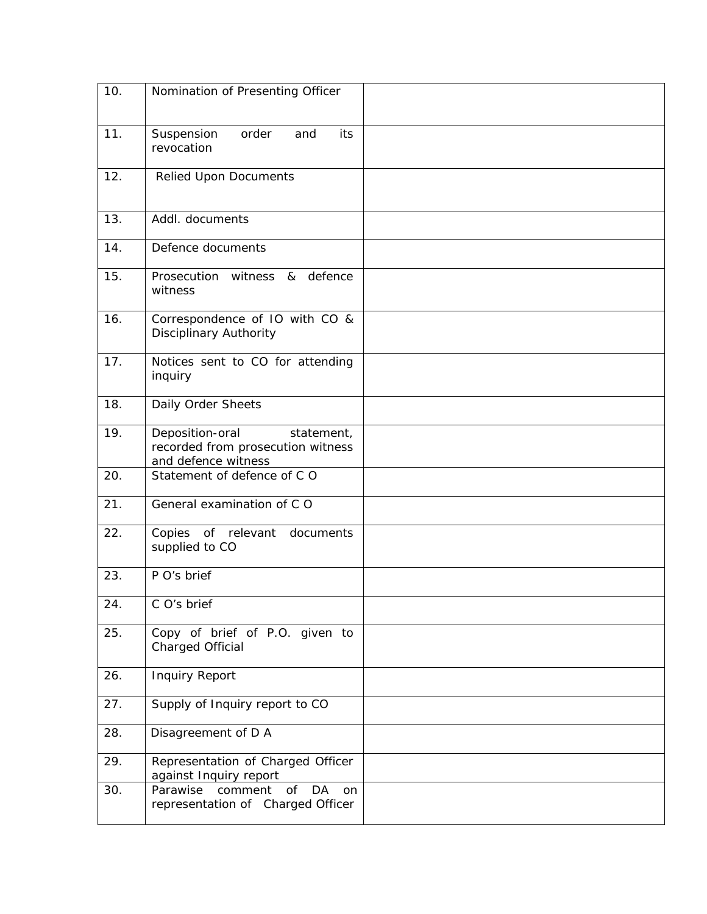| | | |
|---|---|---|
| 10. | Nomination of Presenting Officer | |
| 11. | Suspension order and its revocation | |
| 12. | Relied Upon Documents | |
| 13. | Addl. documents | |
| 14. | Defence documents | |
| 15. | Prosecution witness & defence witness | |
| 16. | Correspondence of IO with CO & Disciplinary Authority | |
| 17. | Notices sent to CO for attending inquiry | |
| 18. | Daily Order Sheets | |
| 19. | Deposition-oral statement, recorded from prosecution witness and defence witness | |
| 20. | Statement of defence of C O | |
| 21. | General examination of C O | |
| 22. | Copies of relevant documents supplied to CO | |
| 23. | P O's brief | |
| 24. | C O's brief | |
| 25. | Copy of brief of P.O. given to Charged Official | |
| 26. | Inquiry Report | |
| 27. | Supply of Inquiry report to CO | |
| 28. | Disagreement of D A | |
| 29. | Representation of Charged Officer against Inquiry report | |
| 30. | Parawise comment of DA on representation of Charged Officer | |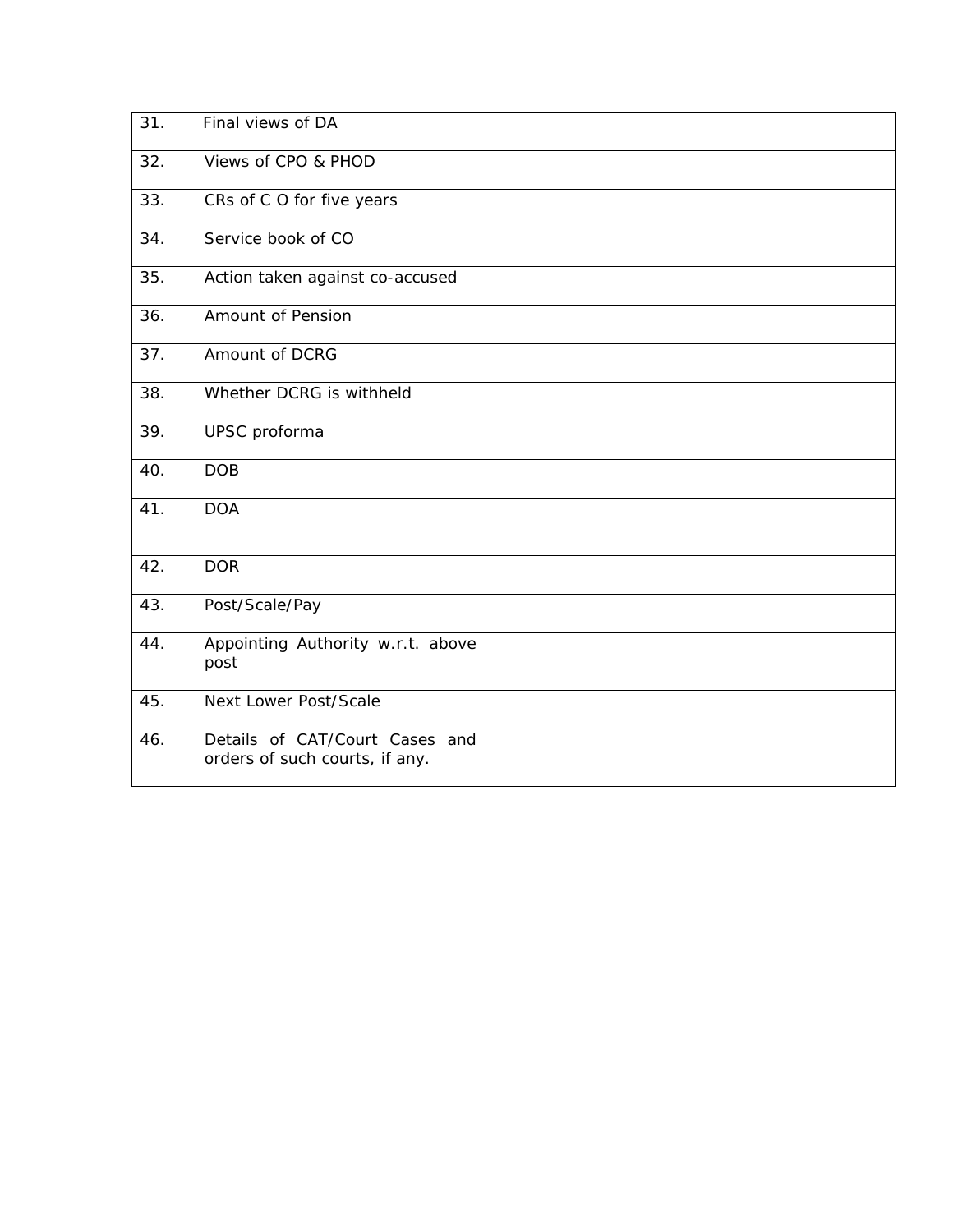| | | |
|---|---|---|
| 31. | Final views of DA | |
| 32. | Views of CPO & PHOD | |
| 33. | CRs of C O for five years | |
| 34. | Service book of CO | |
| 35. | Action taken against co-accused | |
| 36. | Amount of Pension | |
| 37. | Amount of DCRG | |
| 38. | Whether DCRG is withheld | |
| 39. | UPSC proforma | |
| 40. | DOB | |
| 41. | DOA | |
| 42. | DOR | |
| 43. | Post/Scale/Pay | |
| 44. | Appointing Authority w.r.t. above post | |
| 45. | Next Lower Post/Scale | |
| 46. | Details of CAT/Court Cases and orders of such courts, if any. | |